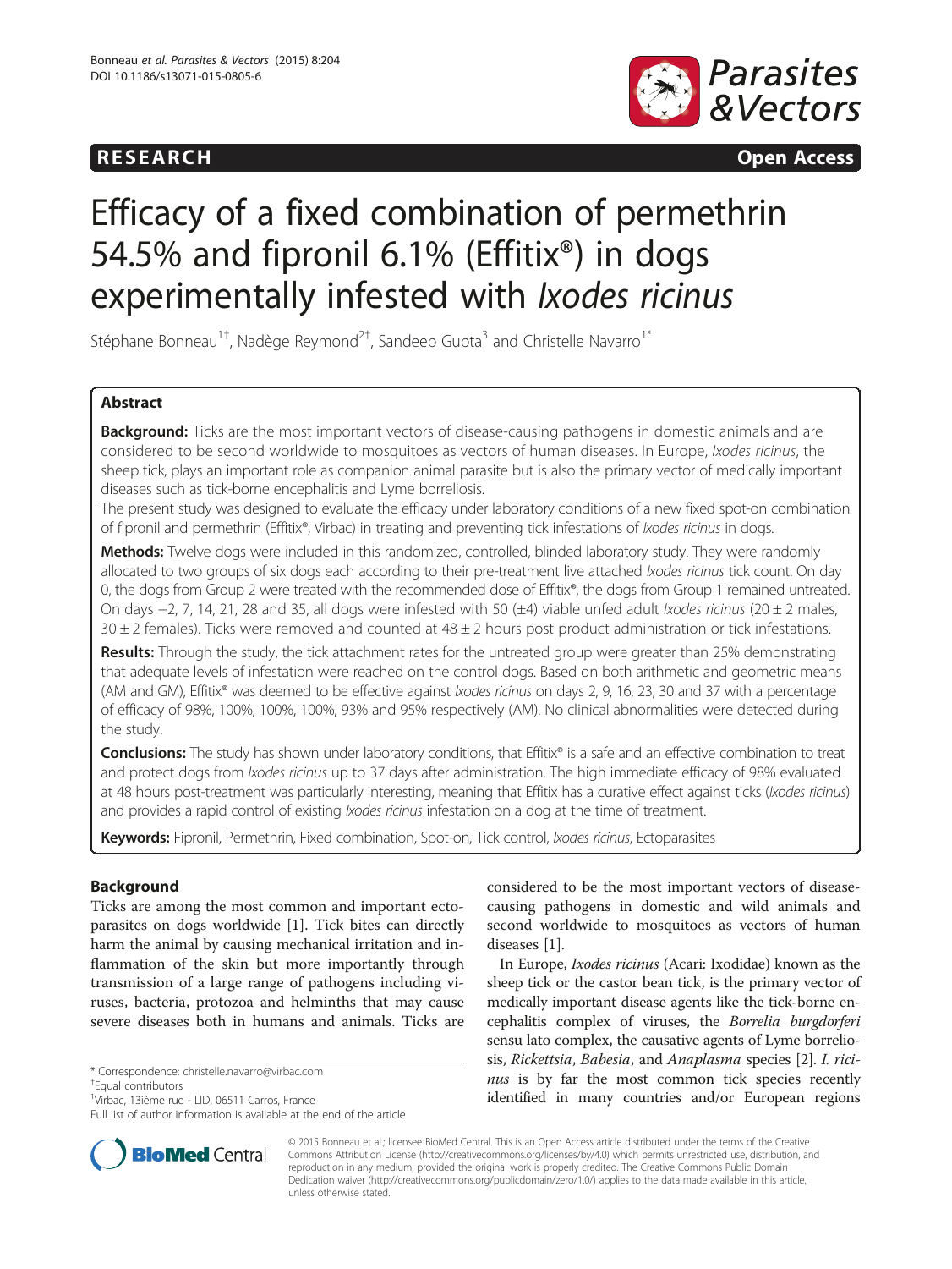RESEARCH Open Access

# Efficacy of a fixed combination of permethrin 54.5% and fipronil 6.1% (Effitix®) in dogs experimentally infested with *Ixodes ricinus*

Stéphane Bonneau[1†], Nadège Reymond[2†], Sandeep Gupta[3] and Christelle Navarro[1*]

## Abstract

**Background:** Ticks are the most important vectors of disease-causing pathogens in domestic animals and are considered to be second worldwide to mosquitoes as vectors of human diseases. In Europe, *Ixodes ricinus*, the sheep tick, plays an important role as companion animal parasite but is also the primary vector of medically important diseases such as tick-borne encephalitis and Lyme borreliosis.

The present study was designed to evaluate the efficacy under laboratory conditions of a new fixed spot-on combination of fipronil and permethrin (Effitix®, Virbac) in treating and preventing tick infestations of *Ixodes ricinus* in dogs.

**Methods:** Twelve dogs were included in this randomized, controlled, blinded laboratory study. They were randomly allocated to two groups of six dogs each according to their pre-treatment live attached *Ixodes ricinus* tick count. On day 0, the dogs from Group 2 were treated with the recommended dose of Effitix®, the dogs from Group 1 remained untreated. On days −2, 7, 14, 21, 28 and 35, all dogs were infested with 50 (±4) viable unfed adult *Ixodes ricinus* (20 ± 2 males, 30 ± 2 females). Ticks were removed and counted at 48 ± 2 hours post product administration or tick infestations.

**Results:** Through the study, the tick attachment rates for the untreated group were greater than 25% demonstrating that adequate levels of infestation were reached on the control dogs. Based on both arithmetic and geometric means (AM and GM), Effitix® was deemed to be effective against *Ixodes ricinus* on days 2, 9, 16, 23, 30 and 37 with a percentage of efficacy of 98%, 100%, 100%, 100%, 93% and 95% respectively (AM). No clinical abnormalities were detected during the study.

**Conclusions:** The study has shown under laboratory conditions, that Effitix® is a safe and an effective combination to treat and protect dogs from *Ixodes ricinus* up to 37 days after administration. The high immediate efficacy of 98% evaluated at 48 hours post-treatment was particularly interesting, meaning that Effitix has a curative effect against ticks (*Ixodes ricinus*) and provides a rapid control of existing *Ixodes ricinus* infestation on a dog at the time of treatment.

**Keywords:** Fipronil, Permethrin, Fixed combination, Spot-on, Tick control, *Ixodes ricinus*, Ectoparasites

## Background

Ticks are among the most common and important ectoparasites on dogs worldwide [1]. Tick bites can directly harm the animal by causing mechanical irritation and inflammation of the skin but more importantly through transmission of a large range of pathogens including viruses, bacteria, protozoa and helminths that may cause severe diseases both in humans and animals. Ticks are considered to be the most important vectors of disease-causing pathogens in domestic and wild animals and second worldwide to mosquitoes as vectors of human diseases [1].

In Europe, *Ixodes ricinus* (Acari: Ixodidae) known as the sheep tick or the castor bean tick, is the primary vector of medically important disease agents like the tick-borne encephalitis complex of viruses, the *Borrelia burgdorferi* sensu lato complex, the causative agents of Lyme borreliosis, *Rickettsia*, *Babesia*, and *Anaplasma* species [2]. *I. ricinus* is by far the most common tick species recently identified in many countries and/or European regions

\* Correspondence: christelle.navarro@virbac.com

†Equal contributors

[1]Virbac, 13ième rue - LID, 06511 Carros, France

Full list of author information is available at the end of the article

© 2015 Bonneau et al.; licensee BioMed Central. This is an Open Access article distributed under the terms of the Creative Commons Attribution License (http://creativecommons.org/licenses/by/4.0) which permits unrestricted use, distribution, and reproduction in any medium, provided the original work is properly credited. The Creative Commons Public Domain Dedication waiver (http://creativecommons.org/publicdomain/zero/1.0/) applies to the data made available in this article, unless otherwise stated.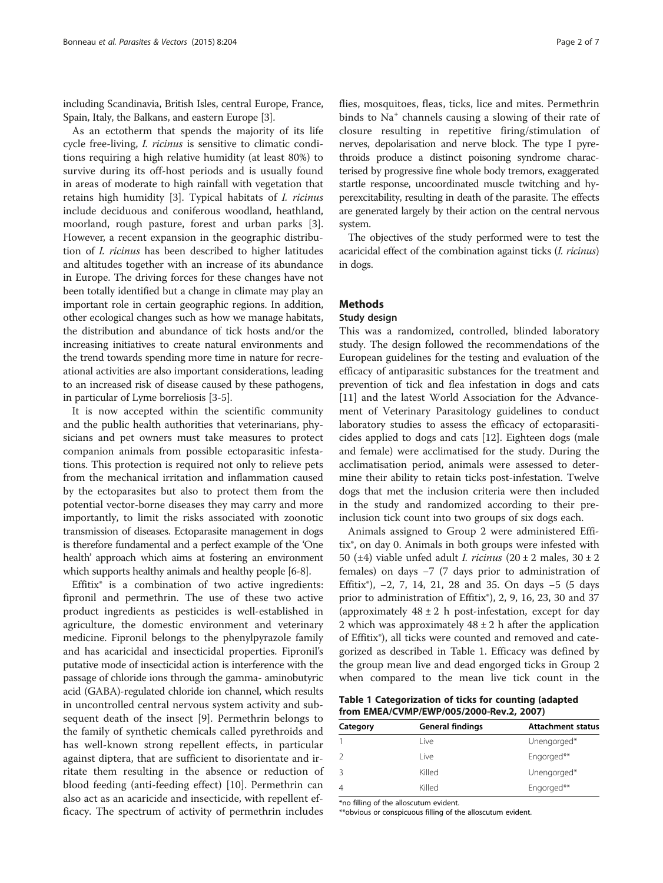including Scandinavia, British Isles, central Europe, France, Spain, Italy, the Balkans, and eastern Europe [3].

As an ectotherm that spends the majority of its life cycle free-living, *I. ricinus* is sensitive to climatic conditions requiring a high relative humidity (at least 80%) to survive during its off-host periods and is usually found in areas of moderate to high rainfall with vegetation that retains high humidity [3]. Typical habitats of *I. ricinus* include deciduous and coniferous woodland, heathland, moorland, rough pasture, forest and urban parks [3]. However, a recent expansion in the geographic distribution of *I. ricinus* has been described to higher latitudes and altitudes together with an increase of its abundance in Europe. The driving forces for these changes have not been totally identified but a change in climate may play an important role in certain geographic regions. In addition, other ecological changes such as how we manage habitats, the distribution and abundance of tick hosts and/or the increasing initiatives to create natural environments and the trend towards spending more time in nature for recreational activities are also important considerations, leading to an increased risk of disease caused by these pathogens, in particular of Lyme borreliosis [3-5].

It is now accepted within the scientific community and the public health authorities that veterinarians, physicians and pet owners must take measures to protect companion animals from possible ectoparasitic infestations. This protection is required not only to relieve pets from the mechanical irritation and inflammation caused by the ectoparasites but also to protect them from the potential vector-borne diseases they may carry and more importantly, to limit the risks associated with zoonotic transmission of diseases. Ectoparasite management in dogs is therefore fundamental and a perfect example of the 'One health' approach which aims at fostering an environment which supports healthy animals and healthy people [6-8].

Effitix® is a combination of two active ingredients: fipronil and permethrin. The use of these two active product ingredients as pesticides is well-established in agriculture, the domestic environment and veterinary medicine. Fipronil belongs to the phenylpyrazole family and has acaricidal and insecticidal properties. Fipronil's putative mode of insecticidal action is interference with the passage of chloride ions through the gamma- aminobutyric acid (GABA)-regulated chloride ion channel, which results in uncontrolled central nervous system activity and subsequent death of the insect [9]. Permethrin belongs to the family of synthetic chemicals called pyrethroids and has well-known strong repellent effects, in particular against diptera, that are sufficient to disorientate and irritate them resulting in the absence or reduction of blood feeding (anti-feeding effect) [10]. Permethrin can also act as an acaricide and insecticide, with repellent efficacy. The spectrum of activity of permethrin includes flies, mosquitoes, fleas, ticks, lice and mites. Permethrin binds to $Na^+$ channels causing a slowing of their rate of closure resulting in repetitive firing/stimulation of nerves, depolarisation and nerve block. The type I pyrethroids produce a distinct poisoning syndrome characterised by progressive fine whole body tremors, exaggerated startle response, uncoordinated muscle twitching and hyperexcitability, resulting in death of the parasite. The effects are generated largely by their action on the central nervous system.

The objectives of the study performed were to test the acaricidal effect of the combination against ticks (*I. ricinus*) in dogs.

## Methods

### Study design

This was a randomized, controlled, blinded laboratory study. The design followed the recommendations of the European guidelines for the testing and evaluation of the efficacy of antiparasitic substances for the treatment and prevention of tick and flea infestation in dogs and cats [11] and the latest World Association for the Advancement of Veterinary Parasitology guidelines to conduct laboratory studies to assess the efficacy of ectoparasiticides applied to dogs and cats [12]. Eighteen dogs (male and female) were acclimatised for the study. During the acclimatisation period, animals were assessed to determine their ability to retain ticks post-infestation. Twelve dogs that met the inclusion criteria were then included in the study and randomized according to their pre-inclusion tick count into two groups of six dogs each.

Animals assigned to Group 2 were administered Effitix®, on day 0. Animals in both groups were infested with 50 (±4) viable unfed adult *I. ricinus* (20 ± 2 males, 30 ± 2 females) on days −7 (7 days prior to administration of Effitix®), −2, 7, 14, 21, 28 and 35. On days −5 (5 days prior to administration of Effitix®), 2, 9, 16, 23, 30 and 37 (approximately 48 ± 2 h post-infestation, except for day 2 which was approximately 48 ± 2 h after the application of Effitix®), all ticks were counted and removed and categorized as described in Table 1. Efficacy was defined by the group mean live and dead engorged ticks in Group 2 when compared to the mean live tick count in the

**Table 1 Categorization of ticks for counting (adapted from EMEA/CVMP/EWP/005/2000-Rev.2, 2007)**

| Category | General findings | Attachment status |
|---|---|---|
| 1 | Live | Unengorged* |
| 2 | Live | Engorged** |
| 3 | Killed | Unengorged* |
| 4 | Killed | Engorged** |

*no filling of the alloscutum evident.
**obvious or conspicuous filling of the alloscutum evident.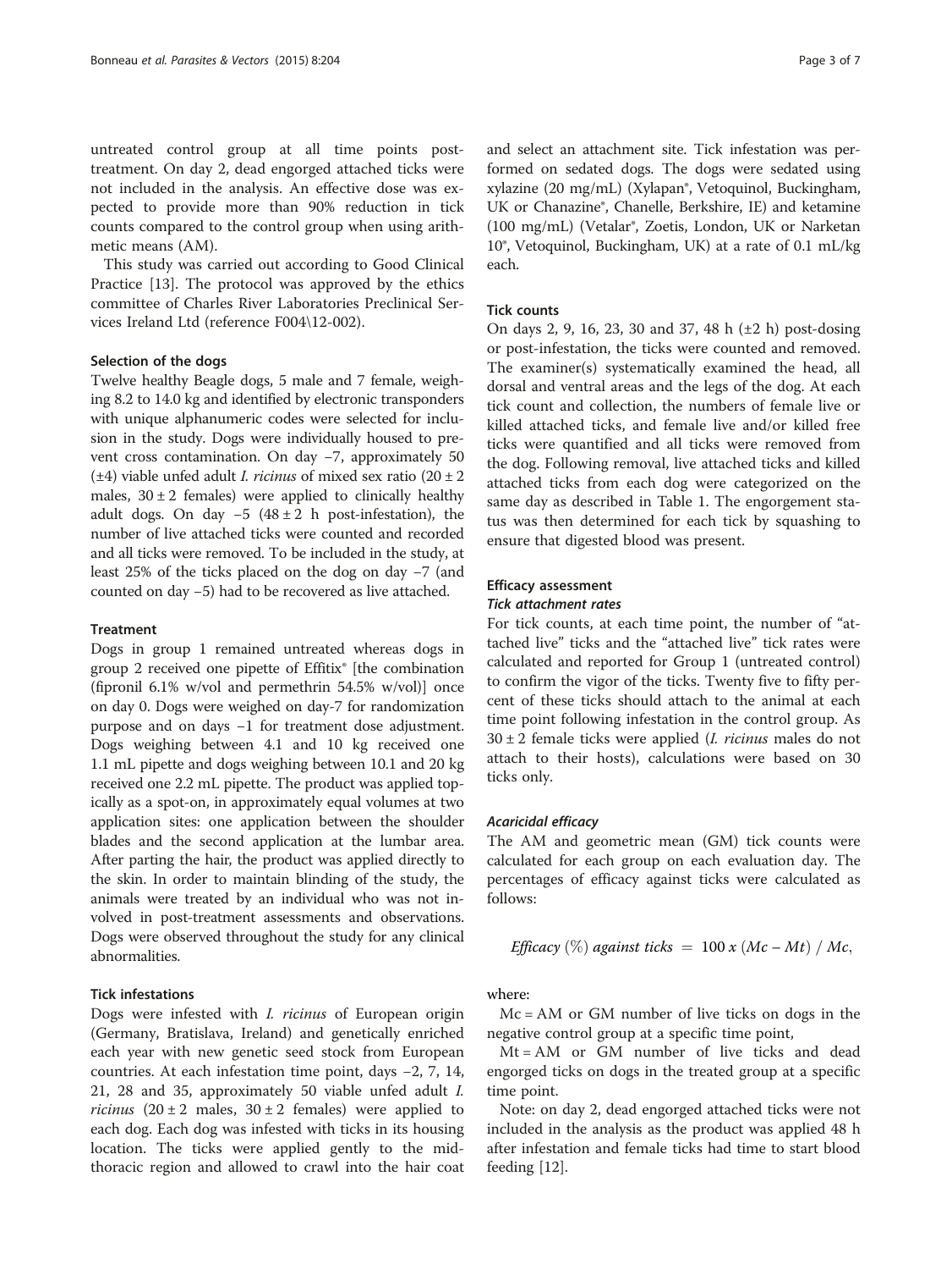untreated control group at all time points post-treatment. On day 2, dead engorged attached ticks were not included in the analysis. An effective dose was expected to provide more than 90% reduction in tick counts compared to the control group when using arithmetic means (AM).

This study was carried out according to Good Clinical Practice [13]. The protocol was approved by the ethics committee of Charles River Laboratories Preclinical Services Ireland Ltd (reference F004\12-002).

### Selection of the dogs

Twelve healthy Beagle dogs, 5 male and 7 female, weighing 8.2 to 14.0 kg and identified by electronic transponders with unique alphanumeric codes were selected for inclusion in the study. Dogs were individually housed to prevent cross contamination. On day −7, approximately 50 (±4) viable unfed adult *I. ricinus* of mixed sex ratio (20 ± 2 males, 30 ± 2 females) were applied to clinically healthy adult dogs. On day −5 (48 ± 2 h post-infestation), the number of live attached ticks were counted and recorded and all ticks were removed. To be included in the study, at least 25% of the ticks placed on the dog on day −7 (and counted on day −5) had to be recovered as live attached.

### Treatment

Dogs in group 1 remained untreated whereas dogs in group 2 received one pipette of Effitix® [the combination (fipronil 6.1% w/vol and permethrin 54.5% w/vol)] once on day 0. Dogs were weighed on day-7 for randomization purpose and on days −1 for treatment dose adjustment. Dogs weighing between 4.1 and 10 kg received one 1.1 mL pipette and dogs weighing between 10.1 and 20 kg received one 2.2 mL pipette. The product was applied topically as a spot-on, in approximately equal volumes at two application sites: one application between the shoulder blades and the second application at the lumbar area. After parting the hair, the product was applied directly to the skin. In order to maintain blinding of the study, the animals were treated by an individual who was not involved in post-treatment assessments and observations. Dogs were observed throughout the study for any clinical abnormalities.

### Tick infestations

Dogs were infested with *I. ricinus* of European origin (Germany, Bratislava, Ireland) and genetically enriched each year with new genetic seed stock from European countries. At each infestation time point, days −2, 7, 14, 21, 28 and 35, approximately 50 viable unfed adult *I. ricinus* (20 ± 2 males, 30 ± 2 females) were applied to each dog. Each dog was infested with ticks in its housing location. The ticks were applied gently to the mid-thoracic region and allowed to crawl into the hair coat and select an attachment site. Tick infestation was performed on sedated dogs. The dogs were sedated using xylazine (20 mg/mL) (Xylapan®, Vetoquinol, Buckingham, UK or Chanazine®, Chanelle, Berkshire, IE) and ketamine (100 mg/mL) (Vetalar®, Zoetis, London, UK or Narketan 10®, Vetoquinol, Buckingham, UK) at a rate of 0.1 mL/kg each.

### Tick counts

On days 2, 9, 16, 23, 30 and 37, 48 h (±2 h) post-dosing or post-infestation, the ticks were counted and removed. The examiner(s) systematically examined the head, all dorsal and ventral areas and the legs of the dog. At each tick count and collection, the numbers of female live or killed attached ticks, and female live and/or killed free ticks were quantified and all ticks were removed from the dog. Following removal, live attached ticks and killed attached ticks from each dog were categorized on the same day as described in Table 1. The engorgement status was then determined for each tick by squashing to ensure that digested blood was present.

### Efficacy assessment

#### *Tick attachment rates*

For tick counts, at each time point, the number of "attached live" ticks and the "attached live" tick rates were calculated and reported for Group 1 (untreated control) to confirm the vigor of the ticks. Twenty five to fifty percent of these ticks should attach to the animal at each time point following infestation in the control group. As 30 ± 2 female ticks were applied (*I. ricinus* males do not attach to their hosts), calculations were based on 30 ticks only.

#### *Acaricidal efficacy*

The AM and geometric mean (GM) tick counts were calculated for each group on each evaluation day. The percentages of efficacy against ticks were calculated as follows:

$$\textit{Efficacy}\ (\%)\ \textit{against ticks}\ =\ 100\ x\ (Mc - Mt)\ /\ Mc,$$

where:

Mc = AM or GM number of live ticks on dogs in the negative control group at a specific time point,

Mt = AM or GM number of live ticks and dead engorged ticks on dogs in the treated group at a specific time point.

Note: on day 2, dead engorged attached ticks were not included in the analysis as the product was applied 48 h after infestation and female ticks had time to start blood feeding [12].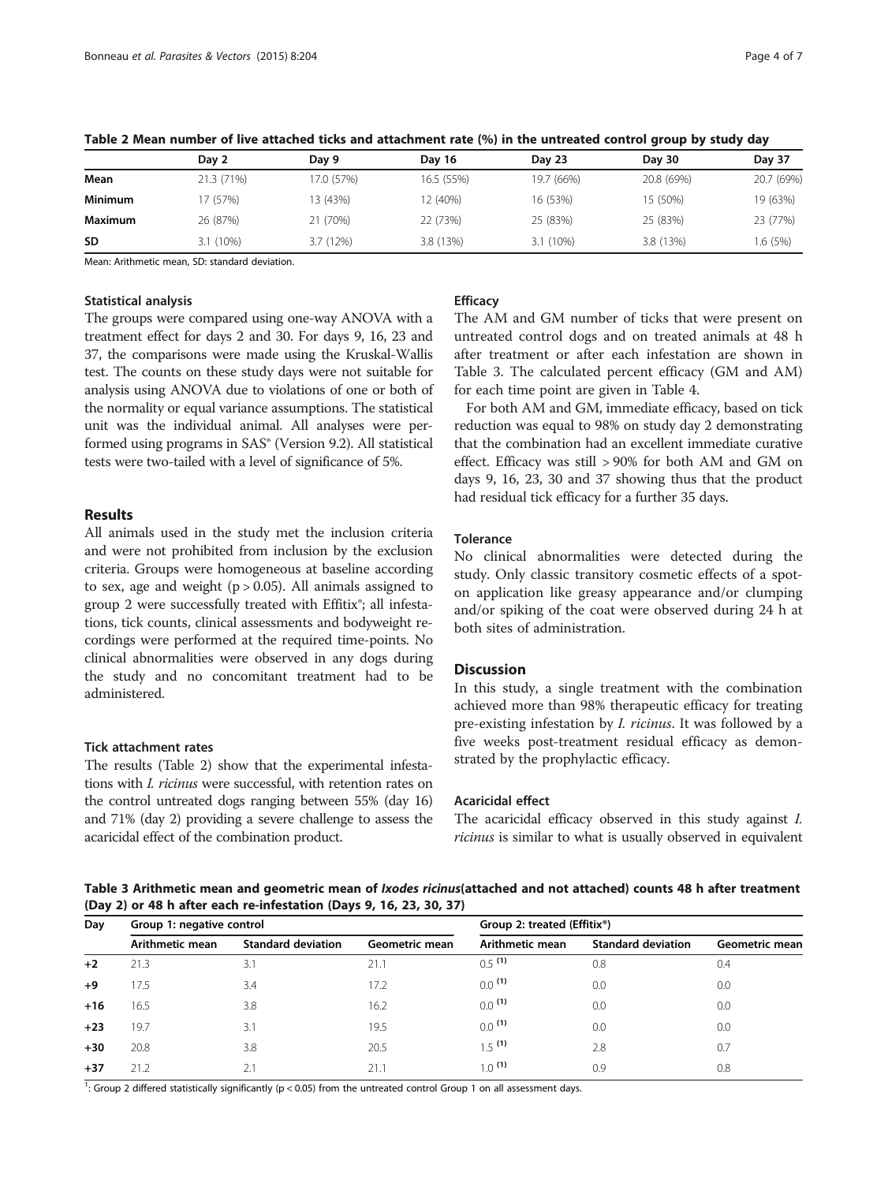**Table 2 Mean number of live attached ticks and attachment rate (%) in the untreated control group by study day**

| | Day 2 | Day 9 | Day 16 | Day 23 | Day 30 | Day 37 |
|---|---|---|---|---|---|---|
| **Mean** | 21.3 (71%) | 17.0 (57%) | 16.5 (55%) | 19.7 (66%) | 20.8 (69%) | 20.7 (69%) |
| **Minimum** | 17 (57%) | 13 (43%) | 12 (40%) | 16 (53%) | 15 (50%) | 19 (63%) |
| **Maximum** | 26 (87%) | 21 (70%) | 22 (73%) | 25 (83%) | 25 (83%) | 23 (77%) |
| **SD** | 3.1 (10%) | 3.7 (12%) | 3.8 (13%) | 3.1 (10%) | 3.8 (13%) | 1.6 (5%) |

Mean: Arithmetic mean, SD: standard deviation.

#### Statistical analysis

The groups were compared using one-way ANOVA with a treatment effect for days 2 and 30. For days 9, 16, 23 and 37, the comparisons were made using the Kruskal-Wallis test. The counts on these study days were not suitable for analysis using ANOVA due to violations of one or both of the normality or equal variance assumptions. The statistical unit was the individual animal. All analyses were performed using programs in SAS® (Version 9.2). All statistical tests were two-tailed with a level of significance of 5%.

## Results

All animals used in the study met the inclusion criteria and were not prohibited from inclusion by the exclusion criteria. Groups were homogeneous at baseline according to sex, age and weight ($p > 0.05$). All animals assigned to group 2 were successfully treated with Effitix®; all infestations, tick counts, clinical assessments and bodyweight recordings were performed at the required time-points. No clinical abnormalities were observed in any dogs during the study and no concomitant treatment had to be administered.

#### Tick attachment rates

The results (Table 2) show that the experimental infestations with *I. ricinus* were successful, with retention rates on the control untreated dogs ranging between 55% (day 16) and 71% (day 2) providing a severe challenge to assess the acaricidal effect of the combination product.

#### Efficacy

The AM and GM number of ticks that were present on untreated control dogs and on treated animals at 48 h after treatment or after each infestation are shown in Table 3. The calculated percent efficacy (GM and AM) for each time point are given in Table 4.

For both AM and GM, immediate efficacy, based on tick reduction was equal to 98% on study day 2 demonstrating that the combination had an excellent immediate curative effect. Efficacy was still > 90% for both AM and GM on days 9, 16, 23, 30 and 37 showing thus that the product had residual tick efficacy for a further 35 days.

#### Tolerance

No clinical abnormalities were detected during the study. Only classic transitory cosmetic effects of a spot-on application like greasy appearance and/or clumping and/or spiking of the coat were observed during 24 h at both sites of administration.

## Discussion

In this study, a single treatment with the combination achieved more than 98% therapeutic efficacy for treating pre-existing infestation by *I. ricinus*. It was followed by a five weeks post-treatment residual efficacy as demonstrated by the prophylactic efficacy.

#### Acaricidal effect

The acaricidal efficacy observed in this study against *I. ricinus* is similar to what is usually observed in equivalent

**Table 3 Arithmetic mean and geometric mean of *Ixodes ricinus*(attached and not attached) counts 48 h after treatment (Day 2) or 48 h after each re-infestation (Days 9, 16, 23, 30, 37)**

| Day | Group 1: negative control | | | Group 2: treated (Effitix®) | | |
|---|---|---|---|---|---|---|
| | Arithmetic mean | Standard deviation | Geometric mean | Arithmetic mean | Standard deviation | Geometric mean |
| +2 | 21.3 | 3.1 | 21.1 | 0.5 [1] | 0.8 | 0.4 |
| +9 | 17.5 | 3.4 | 17.2 | 0.0 [1] | 0.0 | 0.0 |
| +16 | 16.5 | 3.8 | 16.2 | 0.0 [1] | 0.0 | 0.0 |
| +23 | 19.7 | 3.1 | 19.5 | 0.0 [1] | 0.0 | 0.0 |
| +30 | 20.8 | 3.8 | 20.5 | 1.5 [1] | 2.8 | 0.7 |
| +37 | 21.2 | 2.1 | 21.1 | 1.0 [1] | 0.9 | 0.8 |

[1]: Group 2 differed statistically significantly ($p < 0.05$) from the untreated control Group 1 on all assessment days.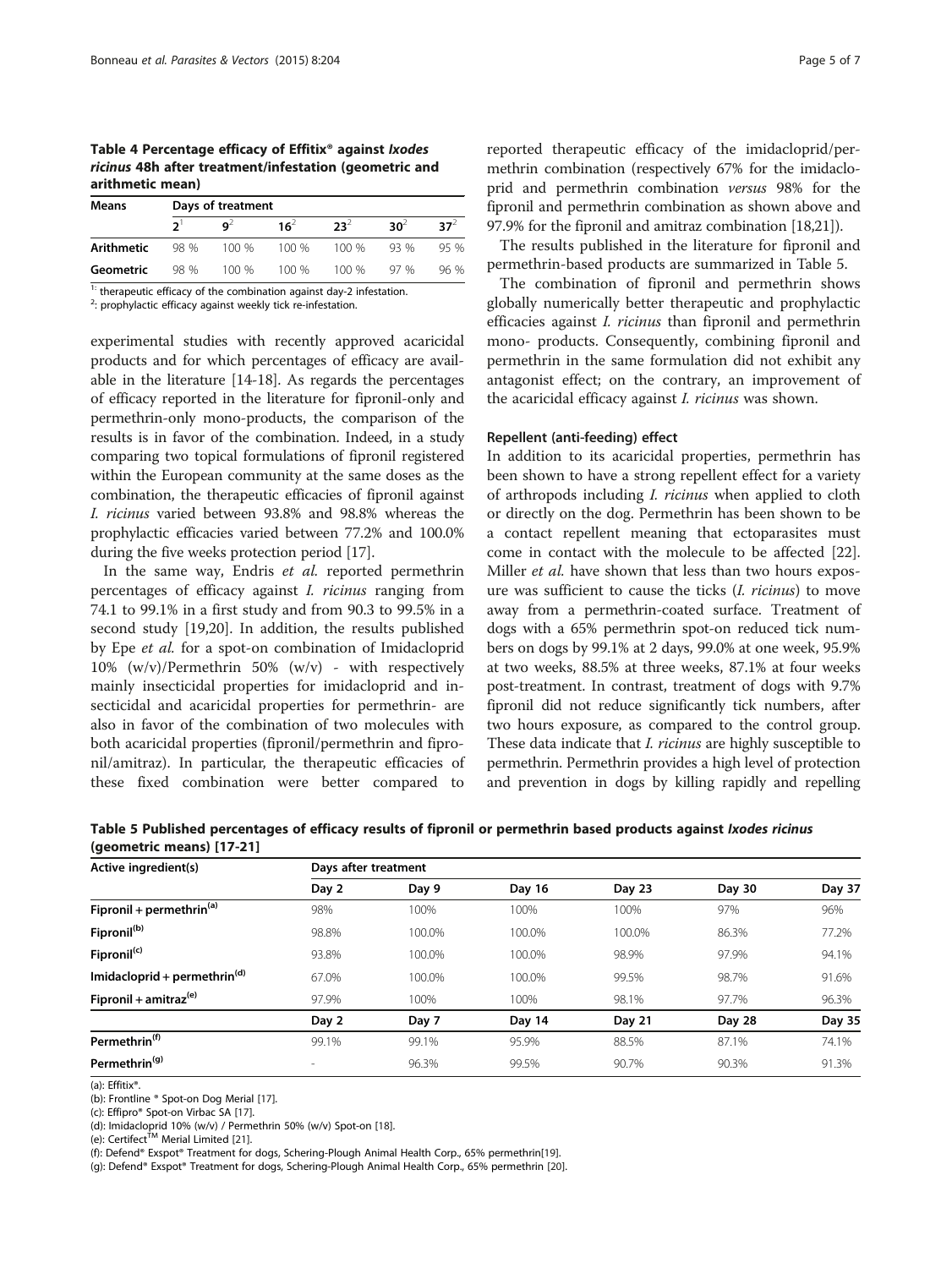**Table 4 Percentage efficacy of Effitix® against *Ixodes ricinus* 48h after treatment/infestation (geometric and arithmetic mean)**

| Means | Days of treatment | | | | | |
|---|---|---|---|---|---|---|
| | 2[1] | 9[2] | 16[2] | 23[2] | 30[2] | 37[2] |
| **Arithmetic** | 98 % | 100 % | 100 % | 100 % | 93 % | 95 % |
| **Geometric** | 98 % | 100 % | 100 % | 100 % | 97 % | 96 % |

[1]: therapeutic efficacy of the combination against day-2 infestation.
[2]: prophylactic efficacy against weekly tick re-infestation.

experimental studies with recently approved acaricidal products and for which percentages of efficacy are available in the literature [14-18]. As regards the percentages of efficacy reported in the literature for fipronil-only and permethrin-only mono-products, the comparison of the results is in favor of the combination. Indeed, in a study comparing two topical formulations of fipronil registered within the European community at the same doses as the combination, the therapeutic efficacies of fipronil against *I. ricinus* varied between 93.8% and 98.8% whereas the prophylactic efficacies varied between 77.2% and 100.0% during the five weeks protection period [17].

In the same way, Endris *et al.* reported permethrin percentages of efficacy against *I. ricinus* ranging from 74.1 to 99.1% in a first study and from 90.3 to 99.5% in a second study [19,20]. In addition, the results published by Epe *et al.* for a spot-on combination of Imidacloprid 10% (w/v)/Permethrin 50% (w/v) - with respectively mainly insecticidal properties for imidacloprid and insecticidal and acaricidal properties for permethrin- are also in favor of the combination of two molecules with both acaricidal properties (fipronil/permethrin and fipronil/amitraz). In particular, the therapeutic efficacies of these fixed combination were better compared to reported therapeutic efficacy of the imidacloprid/permethrin combination (respectively 67% for the imidacloprid and permethrin combination *versus* 98% for the fipronil and permethrin combination as shown above and 97.9% for the fipronil and amitraz combination [18,21]).

The results published in the literature for fipronil and permethrin-based products are summarized in Table 5.

The combination of fipronil and permethrin shows globally numerically better therapeutic and prophylactic efficacies against *I. ricinus* than fipronil and permethrin mono- products. Consequently, combining fipronil and permethrin in the same formulation did not exhibit any antagonist effect; on the contrary, an improvement of the acaricidal efficacy against *I. ricinus* was shown.

### Repellent (anti-feeding) effect

In addition to its acaricidal properties, permethrin has been shown to have a strong repellent effect for a variety of arthropods including *I. ricinus* when applied to cloth or directly on the dog. Permethrin has been shown to be a contact repellent meaning that ectoparasites must come in contact with the molecule to be affected [22]. Miller *et al.* have shown that less than two hours exposure was sufficient to cause the ticks (*I. ricinus*) to move away from a permethrin-coated surface. Treatment of dogs with a 65% permethrin spot-on reduced tick numbers on dogs by 99.1% at 2 days, 99.0% at one week, 95.9% at two weeks, 88.5% at three weeks, 87.1% at four weeks post-treatment. In contrast, treatment of dogs with 9.7% fipronil did not reduce significantly tick numbers, after two hours exposure, as compared to the control group. These data indicate that *I. ricinus* are highly susceptible to permethrin. Permethrin provides a high level of protection and prevention in dogs by killing rapidly and repelling

**Table 5 Published percentages of efficacy results of fipronil or permethrin based products against *Ixodes ricinus* (geometric means) [17-21]**

| Active ingredient(s) | Days after treatment | | | | | |
|---|---|---|---|---|---|---|
| | Day 2 | Day 9 | Day 16 | Day 23 | Day 30 | Day 37 |
| **Fipronil + permethrin[(a)]** | 98% | 100% | 100% | 100% | 97% | 96% |
| **Fipronil[(b)]** | 98.8% | 100.0% | 100.0% | 100.0% | 86.3% | 77.2% |
| **Fipronil[(c)]** | 93.8% | 100.0% | 100.0% | 98.9% | 97.9% | 94.1% |
| **Imidacloprid + permethrin[(d)]** | 67.0% | 100.0% | 100.0% | 99.5% | 98.7% | 91.6% |
| **Fipronil + amitraz[(e)]** | 97.9% | 100% | 100% | 98.1% | 97.7% | 96.3% |
| | Day 2 | Day 7 | Day 14 | Day 21 | Day 28 | Day 35 |
| **Permethrin[(f)]** | 99.1% | 99.1% | 95.9% | 88.5% | 87.1% | 74.1% |
| **Permethrin[(g)]** | - | 96.3% | 99.5% | 90.7% | 90.3% | 91.3% |

(a): Effitix®.
(b): Frontline ® Spot-on Dog Merial [17].
(c): Effipro® Spot-on Virbac SA [17].
(d): Imidacloprid 10% (w/v) / Permethrin 50% (w/v) Spot-on [18].
(e): Certifect™ Merial Limited [21].
(f): Defend® Exspot® Treatment for dogs, Schering-Plough Animal Health Corp., 65% permethrin[19].
(g): Defend® Exspot® Treatment for dogs, Schering-Plough Animal Health Corp., 65% permethrin [20].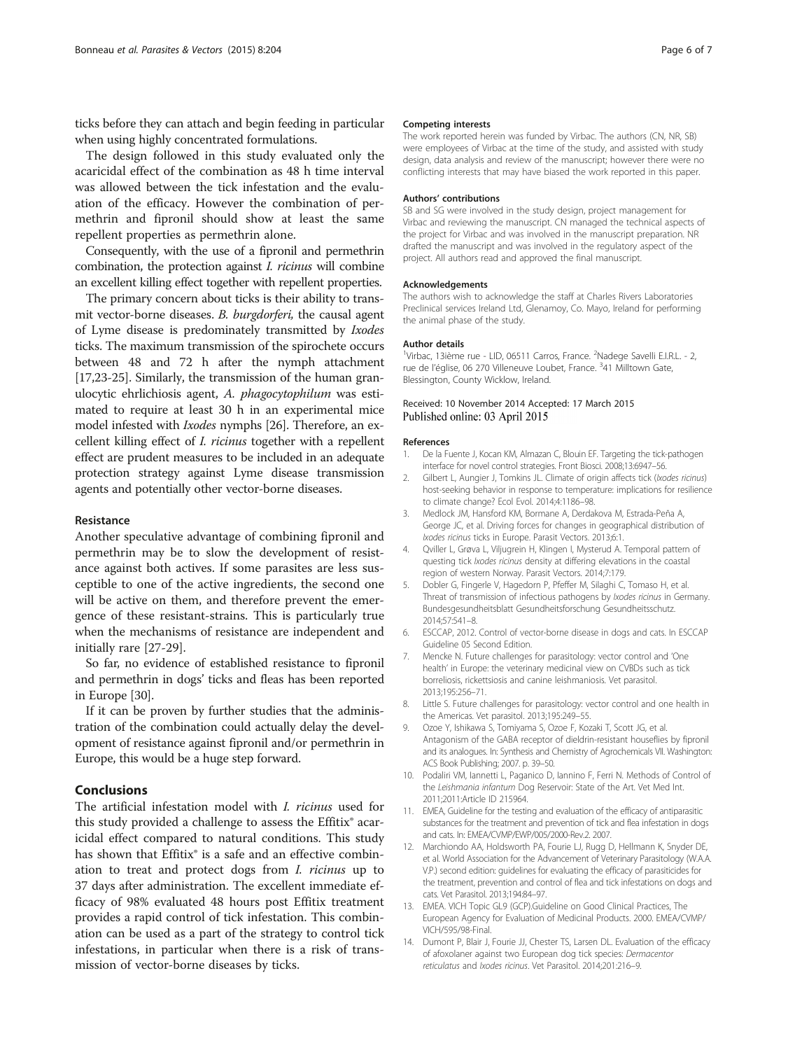ticks before they can attach and begin feeding in particular when using highly concentrated formulations.

The design followed in this study evaluated only the acaricidal effect of the combination as 48 h time interval was allowed between the tick infestation and the evaluation of the efficacy. However the combination of permethrin and fipronil should show at least the same repellent properties as permethrin alone.

Consequently, with the use of a fipronil and permethrin combination, the protection against *I. ricinus* will combine an excellent killing effect together with repellent properties.

The primary concern about ticks is their ability to transmit vector-borne diseases. *B. burgdorferi*, the causal agent of Lyme disease is predominately transmitted by *Ixodes* ticks. The maximum transmission of the spirochete occurs between 48 and 72 h after the nymph attachment [17,23-25]. Similarly, the transmission of the human granulocytic ehrlichiosis agent, *A. phagocytophilum* was estimated to require at least 30 h in an experimental mice model infested with *Ixodes* nymphs [26]. Therefore, an excellent killing effect of *I. ricinus* together with a repellent effect are prudent measures to be included in an adequate protection strategy against Lyme disease transmission agents and potentially other vector-borne diseases.

### Resistance

Another speculative advantage of combining fipronil and permethrin may be to slow the development of resistance against both actives. If some parasites are less susceptible to one of the active ingredients, the second one will be active on them, and therefore prevent the emergence of these resistant-strains. This is particularly true when the mechanisms of resistance are independent and initially rare [27-29].

So far, no evidence of established resistance to fipronil and permethrin in dogs' ticks and fleas has been reported in Europe [30].

If it can be proven by further studies that the administration of the combination could actually delay the development of resistance against fipronil and/or permethrin in Europe, this would be a huge step forward.

## Conclusions

The artificial infestation model with *I. ricinus* used for this study provided a challenge to assess the Effitix® acaricidal effect compared to natural conditions. This study has shown that Effitix® is a safe and an effective combination to treat and protect dogs from *I. ricinus* up to 37 days after administration. The excellent immediate efficacy of 98% evaluated 48 hours post Effitix treatment provides a rapid control of tick infestation. This combination can be used as a part of the strategy to control tick infestations, in particular when there is a risk of transmission of vector-borne diseases by ticks.

#### Competing interests

The work reported herein was funded by Virbac. The authors (CN, NR, SB) were employees of Virbac at the time of the study, and assisted with study design, data analysis and review of the manuscript; however there were no conflicting interests that may have biased the work reported in this paper.

#### Authors' contributions

SB and SG were involved in the study design, project management for Virbac and reviewing the manuscript. CN managed the technical aspects of the project for Virbac and was involved in the manuscript preparation. NR drafted the manuscript and was involved in the regulatory aspect of the project. All authors read and approved the final manuscript.

#### Acknowledgements

The authors wish to acknowledge the staff at Charles Rivers Laboratories Preclinical services Ireland Ltd, Glenamoy, Co. Mayo, Ireland for performing the animal phase of the study.

#### Author details

[1]Virbac, 13ième rue - LID, 06511 Carros, France. [2]Nadege Savelli E.I.R.L. - 2, rue de l'église, 06 270 Villeneuve Loubet, France. [3]41 Milltown Gate, Blessington, County Wicklow, Ireland.

Received: 10 November 2014 Accepted: 17 March 2015
Published online: 03 April 2015

#### References

1. De la Fuente J, Kocan KM, Almazan C, Blouin EF. Targeting the tick-pathogen interface for novel control strategies. Front Biosci. 2008;13:6947–56.
2. Gilbert L, Aungier J, Tomkins JL. Climate of origin affects tick (*Ixodes ricinus*) host-seeking behavior in response to temperature: implications for resilience to climate change? Ecol Evol. 2014;4:1186–98.
3. Medlock JM, Hansford KM, Bormane A, Derdakova M, Estrada-Peña A, George JC, et al. Driving forces for changes in geographical distribution of *Ixodes ricinus* ticks in Europe. Parasit Vectors. 2013;6:1.
4. Qviller L, Grøva L, Viljugrein H, Klingen I, Mysterud A. Temporal pattern of questing tick *Ixodes ricinus* density at differing elevations in the coastal region of western Norway. Parasit Vectors. 2014;7:179.
5. Dobler G, Fingerle V, Hagedorn P, Pfeffer M, Silaghi C, Tomaso H, et al. Threat of transmission of infectious pathogens by *Ixodes ricinus* in Germany. Bundesgesundheitsblatt Gesundheitsforschung Gesundheitsschutz. 2014;57:541–8.
6. ESCCAP, 2012. Control of vector-borne disease in dogs and cats. In ESCCAP Guideline 05 Second Edition.
7. Mencke N. Future challenges for parasitology: vector control and 'One health' in Europe: the veterinary medicinal view on CVBDs such as tick borreliosis, rickettsiosis and canine leishmaniosis. Vet parasitol. 2013;195:256–71.
8. Little S. Future challenges for parasitology: vector control and one health in the Americas. Vet parasitol. 2013;195:249–55.
9. Ozoe Y, Ishikawa S, Tomiyama S, Ozoe F, Kozaki T, Scott JG, et al. Antagonism of the GABA receptor of dieldrin-resistant houseflies by fipronil and its analogues. In: Synthesis and Chemistry of Agrochemicals VII. Washington: ACS Book Publishing; 2007. p. 39–50.
10. Podaliri VM, Iannetti L, Paganico D, Iannino F, Ferri N. Methods of Control of the *Leishmania infantum* Dog Reservoir: State of the Art. Vet Med Int. 2011;2011:Article ID 215964.
11. EMEA, Guideline for the testing and evaluation of the efficacy of antiparasitic substances for the treatment and prevention of tick and flea infestation in dogs and cats. In: EMEA/CVMP/EWP/005/2000-Rev.2. 2007.
12. Marchiondo AA, Holdsworth PA, Fourie LJ, Rugg D, Hellmann K, Snyder DE, et al. World Association for the Advancement of Veterinary Parasitology (W.A.A.V.P.) second edition: guidelines for evaluating the efficacy of parasiticides for the treatment, prevention and control of flea and tick infestations on dogs and cats. Vet Parasitol. 2013;194:84–97.
13. EMEA. VICH Topic GL9 (GCP).Guideline on Good Clinical Practices, The European Agency for Evaluation of Medicinal Products. 2000. EMEA/CVMP/VICH/595/98-Final.
14. Dumont P, Blair J, Fourie JJ, Chester TS, Larsen DL. Evaluation of the efficacy of afoxolaner against two European dog tick species: *Dermacentor reticulatus* and *Ixodes ricinus*. Vet Parasitol. 2014;201:216–9.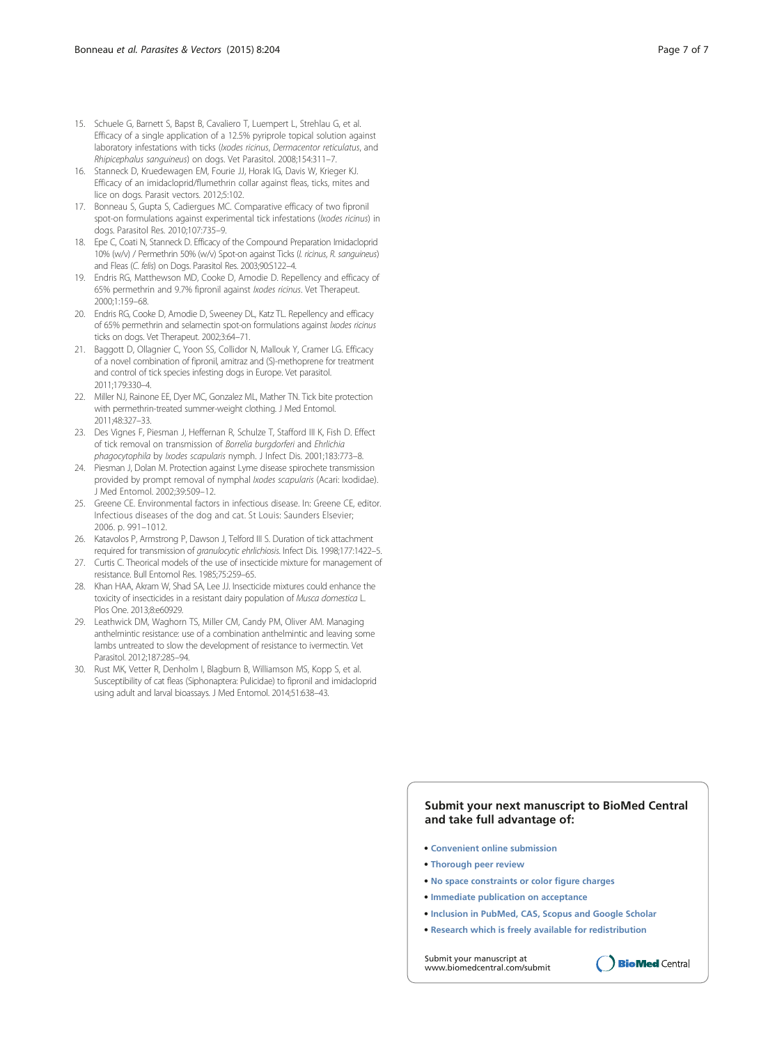15. Schuele G, Barnett S, Bapst B, Cavaliero T, Luempert L, Strehlau G, et al. Efficacy of a single application of a 12.5% pyriprole topical solution against laboratory infestations with ticks (*Ixodes ricinus*, *Dermacentor reticulatus*, and *Rhipicephalus sanguineus*) on dogs. Vet Parasitol. 2008;154:311–7.
16. Stanneck D, Kruedewagen EM, Fourie JJ, Horak IG, Davis W, Krieger KJ. Efficacy of an imidacloprid/flumethrin collar against fleas, ticks, mites and lice on dogs. Parasit vectors. 2012;5:102.
17. Bonneau S, Gupta S, Cadiergues MC. Comparative efficacy of two fipronil spot-on formulations against experimental tick infestations (*Ixodes ricinus*) in dogs. Parasitol Res. 2010;107:735–9.
18. Epe C, Coati N, Stanneck D. Efficacy of the Compound Preparation Imidacloprid 10% (w/v) / Permethrin 50% (w/v) Spot-on against Ticks (*I. ricinus*, *R. sanguineus*) and Fleas (*C. felis*) on Dogs. Parasitol Res. 2003;90:S122–4.
19. Endris RG, Matthewson MD, Cooke D, Amodie D. Repellency and efficacy of 65% permethrin and 9.7% fipronil against *Ixodes ricinus*. Vet Therapeut. 2000;1:159–68.
20. Endris RG, Cooke D, Amodie D, Sweeney DL, Katz TL. Repellency and efficacy of 65% permethrin and selamectin spot-on formulations against *Ixodes ricinus* ticks on dogs. Vet Therapeut. 2002;3:64–71.
21. Baggott D, Ollagnier C, Yoon SS, Collidor N, Mallouk Y, Cramer LG. Efficacy of a novel combination of fipronil, amitraz and (S)-methoprene for treatment and control of tick species infesting dogs in Europe. Vet parasitol. 2011;179:330–4.
22. Miller NJ, Rainone EE, Dyer MC, Gonzalez ML, Mather TN. Tick bite protection with permethrin-treated summer-weight clothing. J Med Entomol. 2011;48:327–33.
23. Des Vignes F, Piesman J, Heffernan R, Schulze T, Stafford III K, Fish D. Effect of tick removal on transmission of *Borrelia burgdorferi* and *Ehrlichia phagocytophila* by *Ixodes scapularis* nymph. J Infect Dis. 2001;183:773–8.
24. Piesman J, Dolan M. Protection against Lyme disease spirochete transmission provided by prompt removal of nymphal *Ixodes scapularis* (Acari: Ixodidae). J Med Entomol. 2002;39:509–12.
25. Greene CE. Environmental factors in infectious disease. In: Greene CE, editor. Infectious diseases of the dog and cat. St Louis: Saunders Elsevier; 2006. p. 991–1012.
26. Katavolos P, Armstrong P, Dawson J, Telford III S. Duration of tick attachment required for transmission of *granulocytic ehrlichiosis*. Infect Dis. 1998;177:1422–5.
27. Curtis C. Theorical models of the use of insecticide mixture for management of resistance. Bull Entomol Res. 1985;75:259–65.
28. Khan HAA, Akram W, Shad SA, Lee JJ. Insecticide mixtures could enhance the toxicity of insecticides in a resistant dairy population of *Musca domestica* L. Plos One. 2013;8:e60929.
29. Leathwick DM, Waghorn TS, Miller CM, Candy PM, Oliver AM. Managing anthelmintic resistance: use of a combination anthelmintic and leaving some lambs untreated to slow the development of resistance to ivermectin. Vet Parasitol. 2012;187:285–94.
30. Rust MK, Vetter R, Denholm I, Blagburn B, Williamson MS, Kopp S, et al. Susceptibility of cat fleas (Siphonaptera: Pulicidae) to fipronil and imidacloprid using adult and larval bioassays. J Med Entomol. 2014;51:638–43.

**Submit your next manuscript to BioMed Central and take full advantage of:**

- **Convenient online submission**
- **Thorough peer review**
- **No space constraints or color figure charges**
- **Immediate publication on acceptance**
- **Inclusion in PubMed, CAS, Scopus and Google Scholar**
- **Research which is freely available for redistribution**

Submit your manuscript at
www.biomedcentral.com/submit

BioMed Central